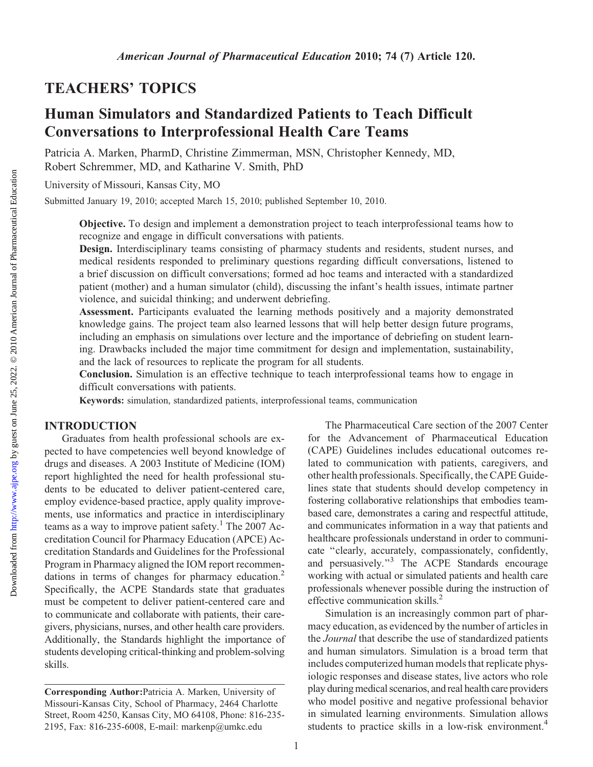# TEACHERS' TOPICS

## Human Simulators and Standardized Patients to Teach Difficult Conversations to Interprofessional Health Care Teams

Patricia A. Marken, PharmD, Christine Zimmerman, MSN, Christopher Kennedy, MD, Robert Schremmer, MD, and Katharine V. Smith, PhD

University of Missouri, Kansas City, MO

Submitted January 19, 2010; accepted March 15, 2010; published September 10, 2010.

**Objective.** To design and implement a demonstration project to teach interprofessional teams how to recognize and engage in difficult conversations with patients.

**Design.** Interdisciplinary teams consisting of pharmacy students and residents, student nurses, and medical residents responded to preliminary questions regarding difficult conversations, listened to a brief discussion on difficult conversations; formed ad hoc teams and interacted with a standardized patient (mother) and a human simulator (child), discussing the infant's health issues, intimate partner violence, and suicidal thinking; and underwent debriefing.

**Assessment.** Participants evaluated the learning methods positively and a majority demonstrated knowledge gains. The project team also learned lessons that will help better design future programs, including an emphasis on simulations over lecture and the importance of debriefing on student learning. Drawbacks included the major time commitment for design and implementation, sustainability, and the lack of resources to replicate the program for all students.

**Conclusion.** Simulation is an effective technique to teach interprofessional teams how to engage in difficult conversations with patients.

**Keywords:** simulation, standardized patients, interprofessional teams, communication

## INTRODUCTION

Graduates from health professional schools are expected to have competencies well beyond knowledge of drugs and diseases. A 2003 Institute of Medicine (IOM) report highlighted the need for health professional students to be educated to deliver patient-centered care, employ evidence-based practice, apply quality improvements, use informatics and practice in interdisciplinary teams as a way to improve patient safety.[1] The 2007 Accreditation Council for Pharmacy Education (APCE) Accreditation Standards and Guidelines for the Professional Program in Pharmacy aligned the IOM report recommendations in terms of changes for pharmacy education.[2] Specifically, the ACPE Standards state that graduates must be competent to deliver patient-centered care and to communicate and collaborate with patients, their caregivers, physicians, nurses, and other health care providers. Additionally, the Standards highlight the importance of students developing critical-thinking and problem-solving skills.

The Pharmaceutical Care section of the 2007 Center for the Advancement of Pharmaceutical Education (CAPE) Guidelines includes educational outcomes related to communication with patients, caregivers, and other health professionals. Specifically, the CAPE Guidelines state that students should develop competency in fostering collaborative relationships that embodies team-based care, demonstrates a caring and respectful attitude, and communicates information in a way that patients and healthcare professionals understand in order to communicate "clearly, accurately, compassionately, confidently, and persuasively."[3] The ACPE Standards encourage working with actual or simulated patients and health care professionals whenever possible during the instruction of effective communication skills.[2]

Simulation is an increasingly common part of pharmacy education, as evidenced by the number of articles in the *Journal* that describe the use of standardized patients and human simulators. Simulation is a broad term that includes computerized human models that replicate physiologic responses and disease states, live actors who role play during medical scenarios, and real health care providers who model positive and negative professional behavior in simulated learning environments. Simulation allows students to practice skills in a low-risk environment.[4]

Corresponding Author: Patricia A. Marken, University of Missouri-Kansas City, School of Pharmacy, 2464 Charlotte Street, Room 4250, Kansas City, MO 64108, Phone: 816-235-2195, Fax: 816-235-6008, E-mail: markenp@umkc.edu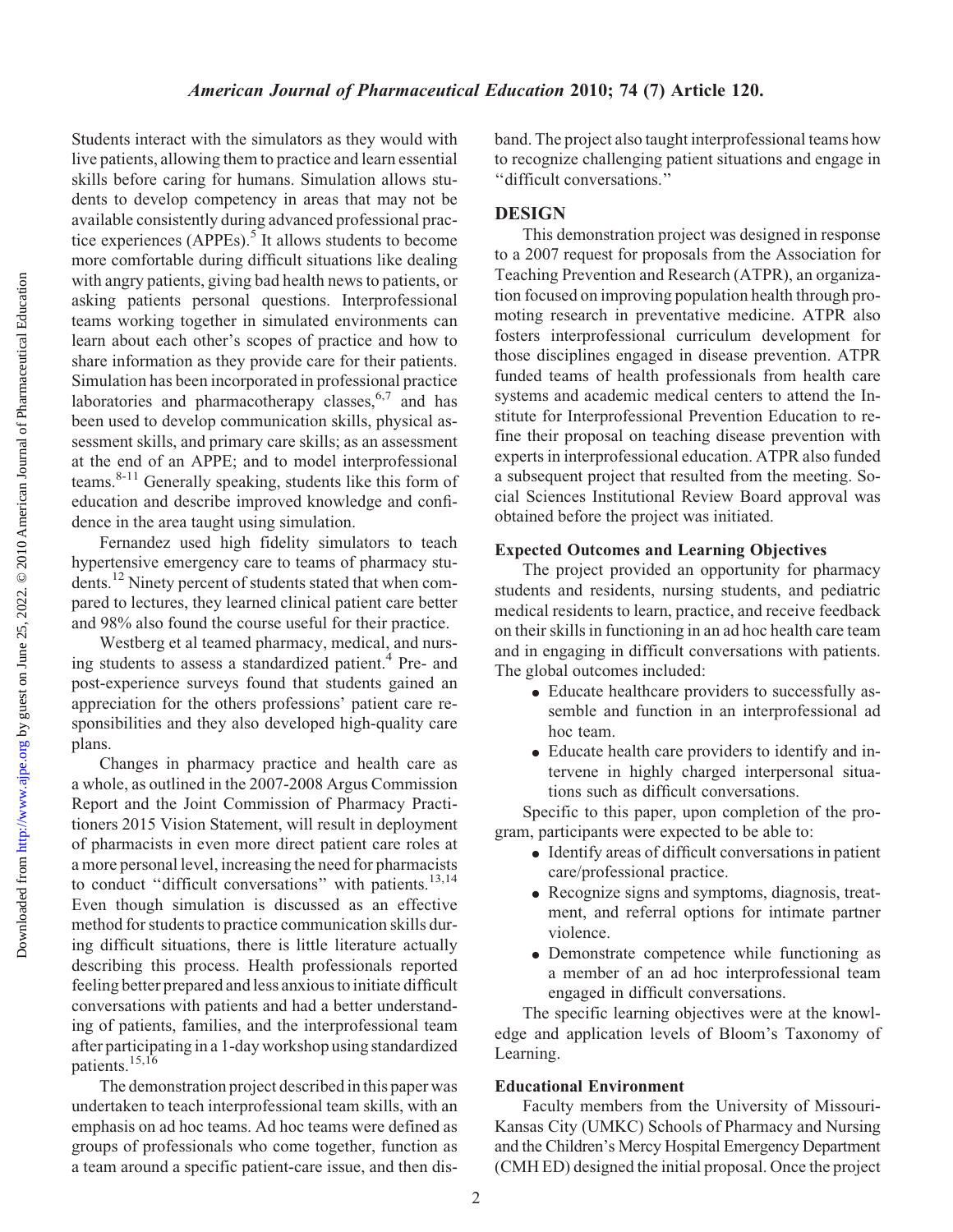Students interact with the simulators as they would with live patients, allowing them to practice and learn essential skills before caring for humans. Simulation allows students to develop competency in areas that may not be available consistently during advanced professional practice experiences (APPEs).[5] It allows students to become more comfortable during difficult situations like dealing with angry patients, giving bad health news to patients, or asking patients personal questions. Interprofessional teams working together in simulated environments can learn about each other's scopes of practice and how to share information as they provide care for their patients. Simulation has been incorporated in professional practice laboratories and pharmacotherapy classes,[6,7] and has been used to develop communication skills, physical assessment skills, and primary care skills; as an assessment at the end of an APPE; and to model interprofessional teams.[8-11] Generally speaking, students like this form of education and describe improved knowledge and confidence in the area taught using simulation.

Fernandez used high fidelity simulators to teach hypertensive emergency care to teams of pharmacy students.[12] Ninety percent of students stated that when compared to lectures, they learned clinical patient care better and 98% also found the course useful for their practice.

Westberg et al teamed pharmacy, medical, and nursing students to assess a standardized patient.[4] Pre- and post-experience surveys found that students gained an appreciation for the others professions' patient care responsibilities and they also developed high-quality care plans.

Changes in pharmacy practice and health care as a whole, as outlined in the 2007-2008 Argus Commission Report and the Joint Commission of Pharmacy Practitioners 2015 Vision Statement, will result in deployment of pharmacists in even more direct patient care roles at a more personal level, increasing the need for pharmacists to conduct "difficult conversations" with patients.[13,14] Even though simulation is discussed as an effective method for students to practice communication skills during difficult situations, there is little literature actually describing this process. Health professionals reported feeling better prepared and less anxious to initiate difficult conversations with patients and had a better understanding of patients, families, and the interprofessional team after participating in a 1-day workshop using standardized patients.[15,16]

The demonstration project described in this paper was undertaken to teach interprofessional team skills, with an emphasis on ad hoc teams. Ad hoc teams were defined as groups of professionals who come together, function as a team around a specific patient-care issue, and then disband. The project also taught interprofessional teams how to recognize challenging patient situations and engage in "difficult conversations."

## DESIGN

This demonstration project was designed in response to a 2007 request for proposals from the Association for Teaching Prevention and Research (ATPR), an organization focused on improving population health through promoting research in preventative medicine. ATPR also fosters interprofessional curriculum development for those disciplines engaged in disease prevention. ATPR funded teams of health professionals from health care systems and academic medical centers to attend the Institute for Interprofessional Prevention Education to refine their proposal on teaching disease prevention with experts in interprofessional education. ATPR also funded a subsequent project that resulted from the meeting. Social Sciences Institutional Review Board approval was obtained before the project was initiated.

### Expected Outcomes and Learning Objectives

The project provided an opportunity for pharmacy students and residents, nursing students, and pediatric medical residents to learn, practice, and receive feedback on their skills in functioning in an ad hoc health care team and in engaging in difficult conversations with patients. The global outcomes included:

- Educate healthcare providers to successfully assemble and function in an interprofessional ad hoc team.
- Educate health care providers to identify and intervene in highly charged interpersonal situations such as difficult conversations.

Specific to this paper, upon completion of the program, participants were expected to be able to:

- Identify areas of difficult conversations in patient care/professional practice.
- Recognize signs and symptoms, diagnosis, treatment, and referral options for intimate partner violence.
- Demonstrate competence while functioning as a member of an ad hoc interprofessional team engaged in difficult conversations.

The specific learning objectives were at the knowledge and application levels of Bloom's Taxonomy of Learning.

### Educational Environment

Faculty members from the University of Missouri-Kansas City (UMKC) Schools of Pharmacy and Nursing and the Children's Mercy Hospital Emergency Department (CMH ED) designed the initial proposal. Once the project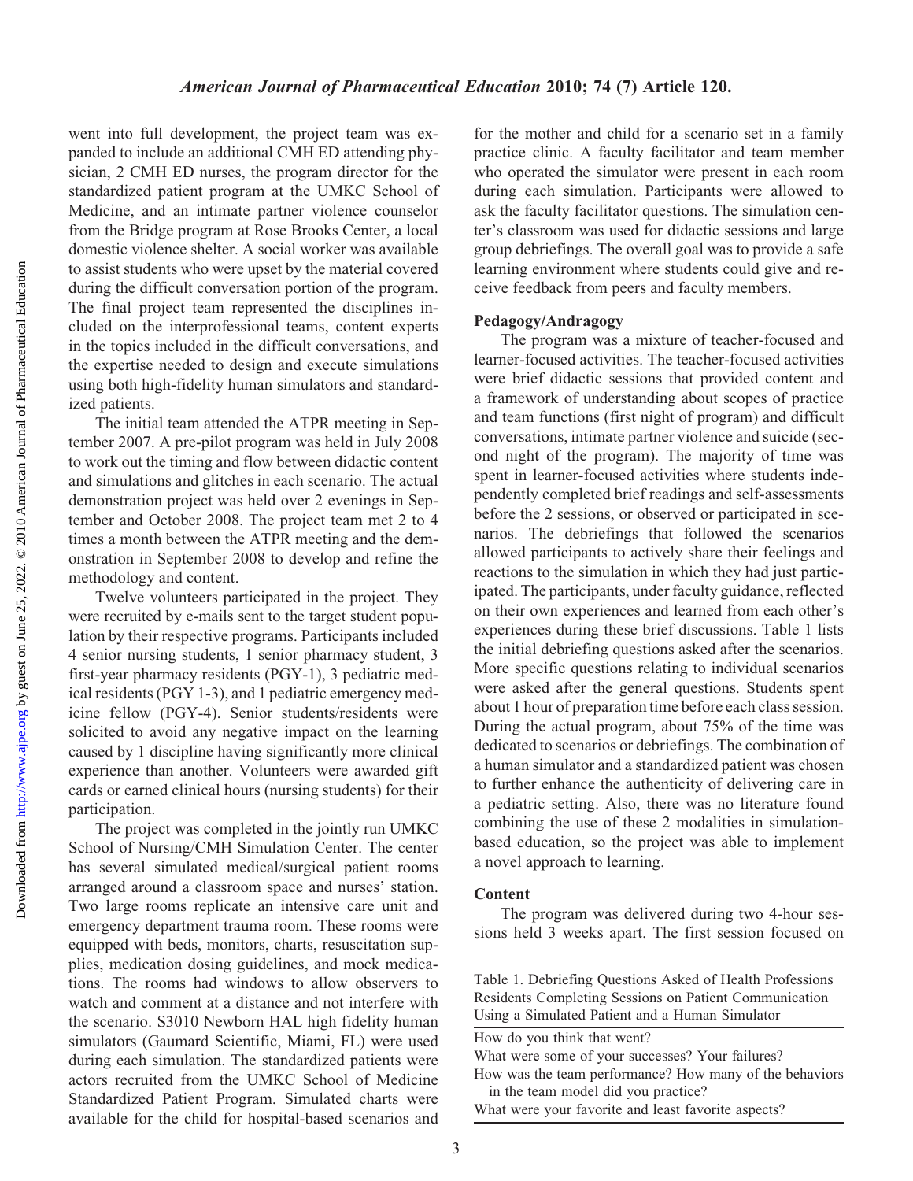went into full development, the project team was expanded to include an additional CMH ED attending physician, 2 CMH ED nurses, the program director for the standardized patient program at the UMKC School of Medicine, and an intimate partner violence counselor from the Bridge program at Rose Brooks Center, a local domestic violence shelter. A social worker was available to assist students who were upset by the material covered during the difficult conversation portion of the program. The final project team represented the disciplines included on the interprofessional teams, content experts in the topics included in the difficult conversations, and the expertise needed to design and execute simulations using both high-fidelity human simulators and standardized patients.

The initial team attended the ATPR meeting in September 2007. A pre-pilot program was held in July 2008 to work out the timing and flow between didactic content and simulations and glitches in each scenario. The actual demonstration project was held over 2 evenings in September and October 2008. The project team met 2 to 4 times a month between the ATPR meeting and the demonstration in September 2008 to develop and refine the methodology and content.

Twelve volunteers participated in the project. They were recruited by e-mails sent to the target student population by their respective programs. Participants included 4 senior nursing students, 1 senior pharmacy student, 3 first-year pharmacy residents (PGY-1), 3 pediatric medical residents (PGY 1-3), and 1 pediatric emergency medicine fellow (PGY-4). Senior students/residents were solicited to avoid any negative impact on the learning caused by 1 discipline having significantly more clinical experience than another. Volunteers were awarded gift cards or earned clinical hours (nursing students) for their participation.

The project was completed in the jointly run UMKC School of Nursing/CMH Simulation Center. The center has several simulated medical/surgical patient rooms arranged around a classroom space and nurses' station. Two large rooms replicate an intensive care unit and emergency department trauma room. These rooms were equipped with beds, monitors, charts, resuscitation supplies, medication dosing guidelines, and mock medications. The rooms had windows to allow observers to watch and comment at a distance and not interfere with the scenario. S3010 Newborn HAL high fidelity human simulators (Gaumard Scientific, Miami, FL) were used during each simulation. The standardized patients were actors recruited from the UMKC School of Medicine Standardized Patient Program. Simulated charts were available for the child for hospital-based scenarios and for the mother and child for a scenario set in a family practice clinic. A faculty facilitator and team member who operated the simulator were present in each room during each simulation. Participants were allowed to ask the faculty facilitator questions. The simulation center's classroom was used for didactic sessions and large group debriefings. The overall goal was to provide a safe learning environment where students could give and receive feedback from peers and faculty members.

### Pedagogy/Andragogy

The program was a mixture of teacher-focused and learner-focused activities. The teacher-focused activities were brief didactic sessions that provided content and a framework of understanding about scopes of practice and team functions (first night of program) and difficult conversations, intimate partner violence and suicide (second night of the program). The majority of time was spent in learner-focused activities where students independently completed brief readings and self-assessments before the 2 sessions, or observed or participated in scenarios. The debriefings that followed the scenarios allowed participants to actively share their feelings and reactions to the simulation in which they had just participated. The participants, under faculty guidance, reflected on their own experiences and learned from each other's experiences during these brief discussions. Table 1 lists the initial debriefing questions asked after the scenarios. More specific questions relating to individual scenarios were asked after the general questions. Students spent about 1 hour of preparation time before each class session. During the actual program, about 75% of the time was dedicated to scenarios or debriefings. The combination of a human simulator and a standardized patient was chosen to further enhance the authenticity of delivering care in a pediatric setting. Also, there was no literature found combining the use of these 2 modalities in simulation-based education, so the project was able to implement a novel approach to learning.

### Content

The program was delivered during two 4-hour sessions held 3 weeks apart. The first session focused on

Table 1. Debriefing Questions Asked of Health Professions Residents Completing Sessions on Patient Communication Using a Simulated Patient and a Human Simulator

| |
|---|
| How do you think that went? |
| What were some of your successes? Your failures? |
| How was the team performance? How many of the behaviors in the team model did you practice? |
| What were your favorite and least favorite aspects? |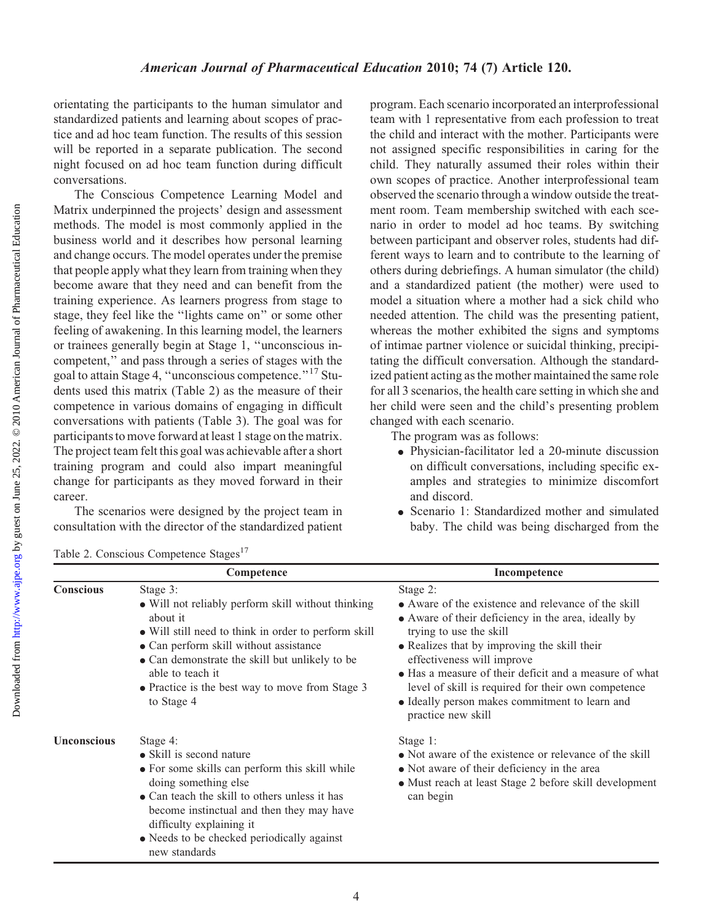orientating the participants to the human simulator and standardized patients and learning about scopes of practice and ad hoc team function. The results of this session will be reported in a separate publication. The second night focused on ad hoc team function during difficult conversations.

The Conscious Competence Learning Model and Matrix underpinned the projects' design and assessment methods. The model is most commonly applied in the business world and it describes how personal learning and change occurs. The model operates under the premise that people apply what they learn from training when they become aware that they need and can benefit from the training experience. As learners progress from stage to stage, they feel like the "lights came on" or some other feeling of awakening. In this learning model, the learners or trainees generally begin at Stage 1, "unconscious incompetent," and pass through a series of stages with the goal to attain Stage 4, "unconscious competence."[17] Students used this matrix (Table 2) as the measure of their competence in various domains of engaging in difficult conversations with patients (Table 3). The goal was for participants to move forward at least 1 stage on the matrix. The project team felt this goal was achievable after a short training program and could also impart meaningful change for participants as they moved forward in their career.

The scenarios were designed by the project team in consultation with the director of the standardized patient program. Each scenario incorporated an interprofessional team with 1 representative from each profession to treat the child and interact with the mother. Participants were not assigned specific responsibilities in caring for the child. They naturally assumed their roles within their own scopes of practice. Another interprofessional team observed the scenario through a window outside the treatment room. Team membership switched with each scenario in order to model ad hoc teams. By switching between participant and observer roles, students had different ways to learn and to contribute to the learning of others during debriefings. A human simulator (the child) and a standardized patient (the mother) were used to model a situation where a mother had a sick child who needed attention. The child was the presenting patient, whereas the mother exhibited the signs and symptoms of intimae partner violence or suicidal thinking, precipitating the difficult conversation. Although the standardized patient acting as the mother maintained the same role for all 3 scenarios, the health care setting in which she and her child were seen and the child's presenting problem changed with each scenario.

The program was as follows:

- Physician-facilitator led a 20-minute discussion on difficult conversations, including specific examples and strategies to minimize discomfort and discord.
- Scenario 1: Standardized mother and simulated baby. The child was being discharged from the

Table 2. Conscious Competence Stages[17]

| | Competence | Incompetence |
|---|---|---|
| **Conscious** | Stage 3:<br>• Will not reliably perform skill without thinking about it<br>• Will still need to think in order to perform skill<br>• Can perform skill without assistance<br>• Can demonstrate the skill but unlikely to be able to teach it<br>• Practice is the best way to move from Stage 3 to Stage 4 | Stage 2:<br>• Aware of the existence and relevance of the skill<br>• Aware of their deficiency in the area, ideally by trying to use the skill<br>• Realizes that by improving the skill their effectiveness will improve<br>• Has a measure of their deficit and a measure of what level of skill is required for their own competence<br>• Ideally person makes commitment to learn and practice new skill |
| **Unconscious** | Stage 4:<br>• Skill is second nature<br>• For some skills can perform this skill while doing something else<br>• Can teach the skill to others unless it has become instinctual and then they may have difficulty explaining it<br>• Needs to be checked periodically against new standards | Stage 1:<br>• Not aware of the existence or relevance of the skill<br>• Not aware of their deficiency in the area<br>• Must reach at least Stage 2 before skill development can begin |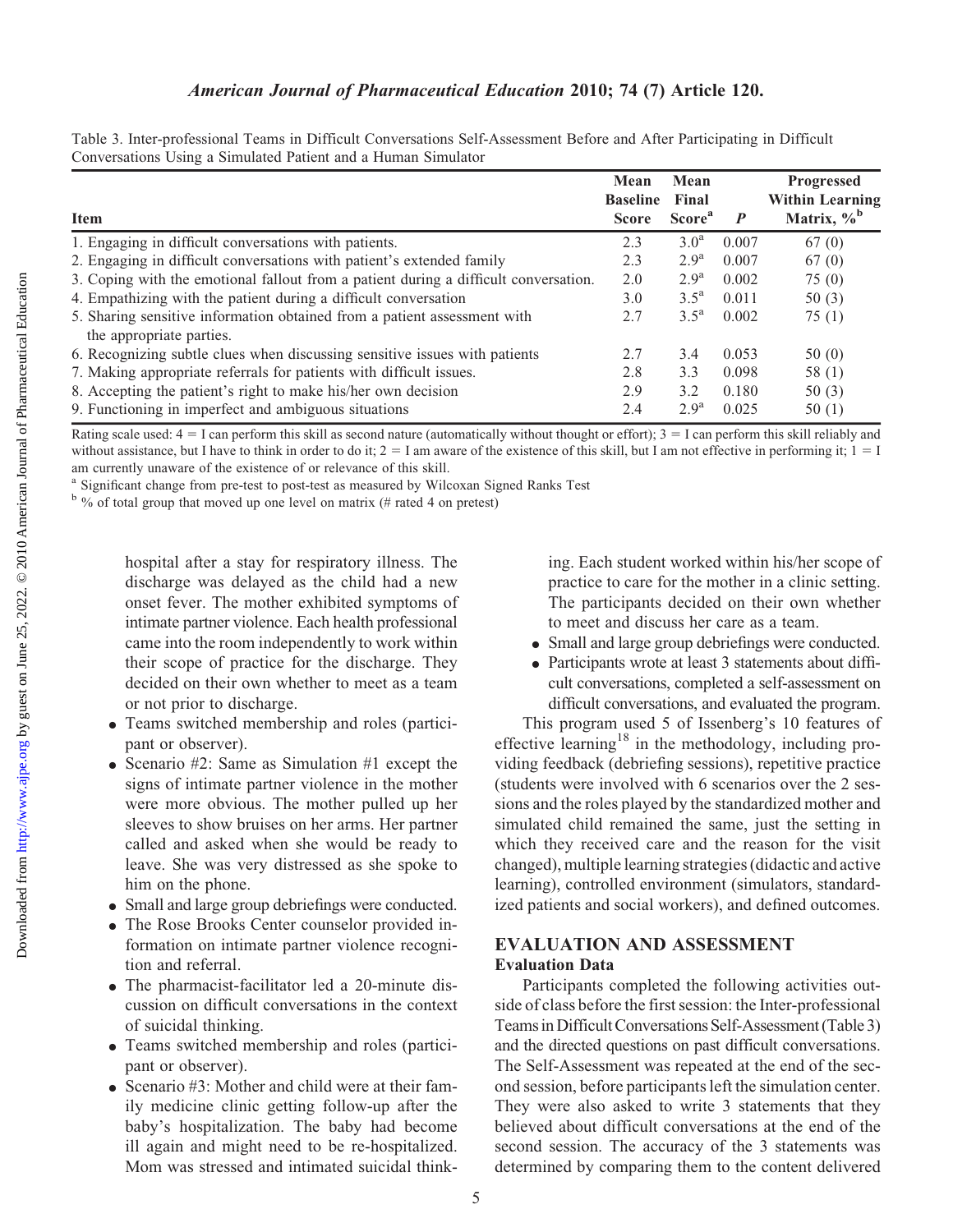Table 3. Inter-professional Teams in Difficult Conversations Self-Assessment Before and After Participating in Difficult Conversations Using a Simulated Patient and a Human Simulator

| Item | Mean Baseline Score | Mean Final Score[a] | P | Progressed Within Learning Matrix, %[b] |
|---|---|---|---|---|
| 1. Engaging in difficult conversations with patients. | 2.3 | 3.0[a] | 0.007 | 67 (0) |
| 2. Engaging in difficult conversations with patient's extended family | 2.3 | 2.9[a] | 0.007 | 67 (0) |
| 3. Coping with the emotional fallout from a patient during a difficult conversation. | 2.0 | 2.9[a] | 0.002 | 75 (0) |
| 4. Empathizing with the patient during a difficult conversation | 3.0 | 3.5[a] | 0.011 | 50 (3) |
| 5. Sharing sensitive information obtained from a patient assessment with the appropriate parties. | 2.7 | 3.5[a] | 0.002 | 75 (1) |
| 6. Recognizing subtle clues when discussing sensitive issues with patients | 2.7 | 3.4 | 0.053 | 50 (0) |
| 7. Making appropriate referrals for patients with difficult issues. | 2.8 | 3.3 | 0.098 | 58 (1) |
| 8. Accepting the patient's right to make his/her own decision | 2.9 | 3.2 | 0.180 | 50 (3) |
| 9. Functioning in imperfect and ambiguous situations | 2.4 | 2.9[a] | 0.025 | 50 (1) |

Rating scale used: 4 = I can perform this skill as second nature (automatically without thought or effort); 3 = I can perform this skill reliably and without assistance, but I have to think in order to do it; 2 = I am aware of the existence of this skill, but I am not effective in performing it; 1 = I am currently unaware of the existence of or relevance of this skill.

[a] Significant change from pre-test to post-test as measured by Wilcoxan Signed Ranks Test

[b] % of total group that moved up one level on matrix (# rated 4 on pretest)

hospital after a stay for respiratory illness. The discharge was delayed as the child had a new onset fever. The mother exhibited symptoms of intimate partner violence. Each health professional came into the room independently to work within their scope of practice for the discharge. They decided on their own whether to meet as a team or not prior to discharge.

- Teams switched membership and roles (participant or observer).
- Scenario #2: Same as Simulation #1 except the signs of intimate partner violence in the mother were more obvious. The mother pulled up her sleeves to show bruises on her arms. Her partner called and asked when she would be ready to leave. She was very distressed as she spoke to him on the phone.
- Small and large group debriefings were conducted.
- The Rose Brooks Center counselor provided information on intimate partner violence recognition and referral.
- The pharmacist-facilitator led a 20-minute discussion on difficult conversations in the context of suicidal thinking.
- Teams switched membership and roles (participant or observer).
- Scenario #3: Mother and child were at their family medicine clinic getting follow-up after the baby's hospitalization. The baby had become ill again and might need to be re-hospitalized. Mom was stressed and intimated suicidal thinking. Each student worked within his/her scope of practice to care for the mother in a clinic setting. The participants decided on their own whether to meet and discuss her care as a team.
- Small and large group debriefings were conducted.
- Participants wrote at least 3 statements about difficult conversations, completed a self-assessment on difficult conversations, and evaluated the program.

This program used 5 of Issenberg's 10 features of effective learning[18] in the methodology, including providing feedback (debriefing sessions), repetitive practice (students were involved with 6 scenarios over the 2 sessions and the roles played by the standardized mother and simulated child remained the same, just the setting in which they received care and the reason for the visit changed), multiple learning strategies (didactic and active learning), controlled environment (simulators, standardized patients and social workers), and defined outcomes.

## EVALUATION AND ASSESSMENT

### Evaluation Data

Participants completed the following activities outside of class before the first session: the Inter-professional Teams in Difficult Conversations Self-Assessment (Table 3) and the directed questions on past difficult conversations. The Self-Assessment was repeated at the end of the second session, before participants left the simulation center. They were also asked to write 3 statements that they believed about difficult conversations at the end of the second session. The accuracy of the 3 statements was determined by comparing them to the content delivered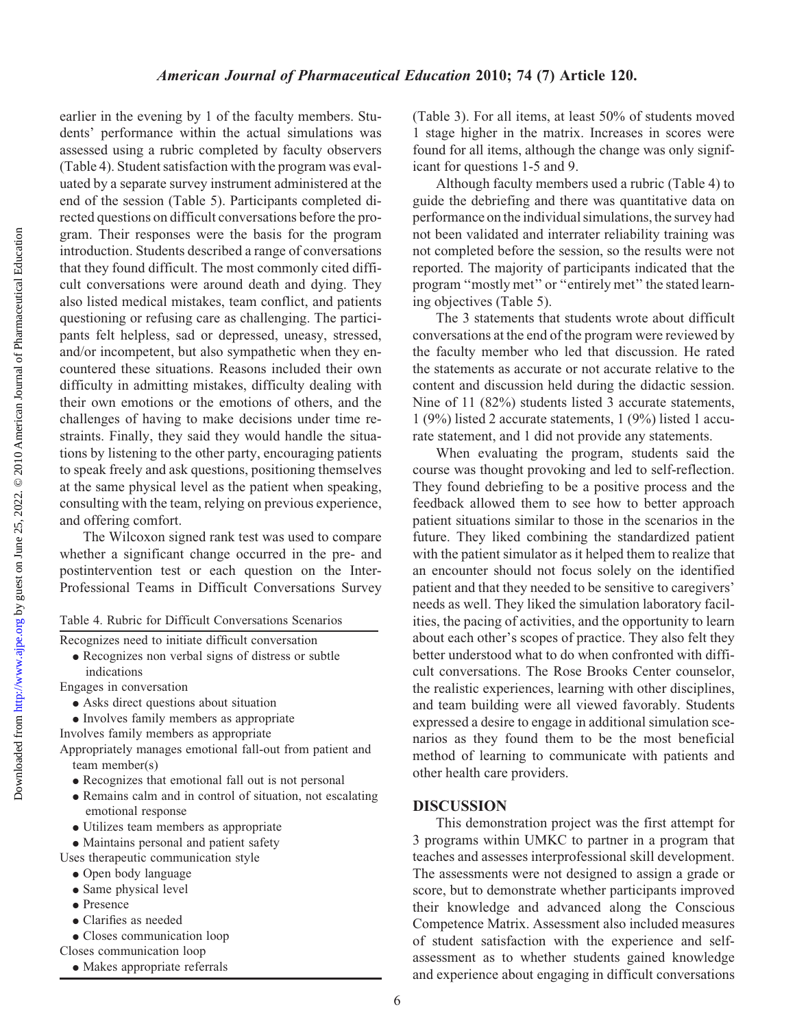earlier in the evening by 1 of the faculty members. Students' performance within the actual simulations was assessed using a rubric completed by faculty observers (Table 4). Student satisfaction with the program was evaluated by a separate survey instrument administered at the end of the session (Table 5). Participants completed directed questions on difficult conversations before the program. Their responses were the basis for the program introduction. Students described a range of conversations that they found difficult. The most commonly cited difficult conversations were around death and dying. They also listed medical mistakes, team conflict, and patients questioning or refusing care as challenging. The participants felt helpless, sad or depressed, uneasy, stressed, and/or incompetent, but also sympathetic when they encountered these situations. Reasons included their own difficulty in admitting mistakes, difficulty dealing with their own emotions or the emotions of others, and the challenges of having to make decisions under time restraints. Finally, they said they would handle the situations by listening to the other party, encouraging patients to speak freely and ask questions, positioning themselves at the same physical level as the patient when speaking, consulting with the team, relying on previous experience, and offering comfort.

The Wilcoxon signed rank test was used to compare whether a significant change occurred in the pre- and postintervention test or each question on the Inter-Professional Teams in Difficult Conversations Survey (Table 3). For all items, at least 50% of students moved 1 stage higher in the matrix. Increases in scores were found for all items, although the change was only significant for questions 1-5 and 9.

Although faculty members used a rubric (Table 4) to guide the debriefing and there was quantitative data on performance on the individual simulations, the survey had not been validated and interrater reliability training was not completed before the session, so the results were not reported. The majority of participants indicated that the program "mostly met" or "entirely met" the stated learning objectives (Table 5).

The 3 statements that students wrote about difficult conversations at the end of the program were reviewed by the faculty member who led that discussion. He rated the statements as accurate or not accurate relative to the content and discussion held during the didactic session. Nine of 11 (82%) students listed 3 accurate statements, 1 (9%) listed 2 accurate statements, 1 (9%) listed 1 accurate statement, and 1 did not provide any statements.

When evaluating the program, students said the course was thought provoking and led to self-reflection. They found debriefing to be a positive process and the feedback allowed them to see how to better approach patient situations similar to those in the scenarios in the future. They liked combining the standardized patient with the patient simulator as it helped them to realize that an encounter should not focus solely on the identified patient and that they needed to be sensitive to caregivers' needs as well. They liked the simulation laboratory facilities, the pacing of activities, and the opportunity to learn about each other's scopes of practice. They also felt they better understood what to do when confronted with difficult conversations. The Rose Brooks Center counselor, the realistic experiences, learning with other disciplines, and team building were all viewed favorably. Students expressed a desire to engage in additional simulation scenarios as they found them to be the most beneficial method of learning to communicate with patients and other health care providers.

Table 4. Rubric for Difficult Conversations Scenarios

Recognizes need to initiate difficult conversation
- Recognizes non verbal signs of distress or subtle indications

Engages in conversation
- Asks direct questions about situation
- Involves family members as appropriate

Involves family members as appropriate

Appropriately manages emotional fall-out from patient and team member(s)
- Recognizes that emotional fall out is not personal
- Remains calm and in control of situation, not escalating emotional response
- Utilizes team members as appropriate
- Maintains personal and patient safety

Uses therapeutic communication style
- Open body language
- Same physical level
- Presence
- Clarifies as needed
- Closes communication loop

Closes communication loop
- Makes appropriate referrals

## DISCUSSION

This demonstration project was the first attempt for 3 programs within UMKC to partner in a program that teaches and assesses interprofessional skill development. The assessments were not designed to assign a grade or score, but to demonstrate whether participants improved their knowledge and advanced along the Conscious Competence Matrix. Assessment also included measures of student satisfaction with the experience and self-assessment as to whether students gained knowledge and experience about engaging in difficult conversations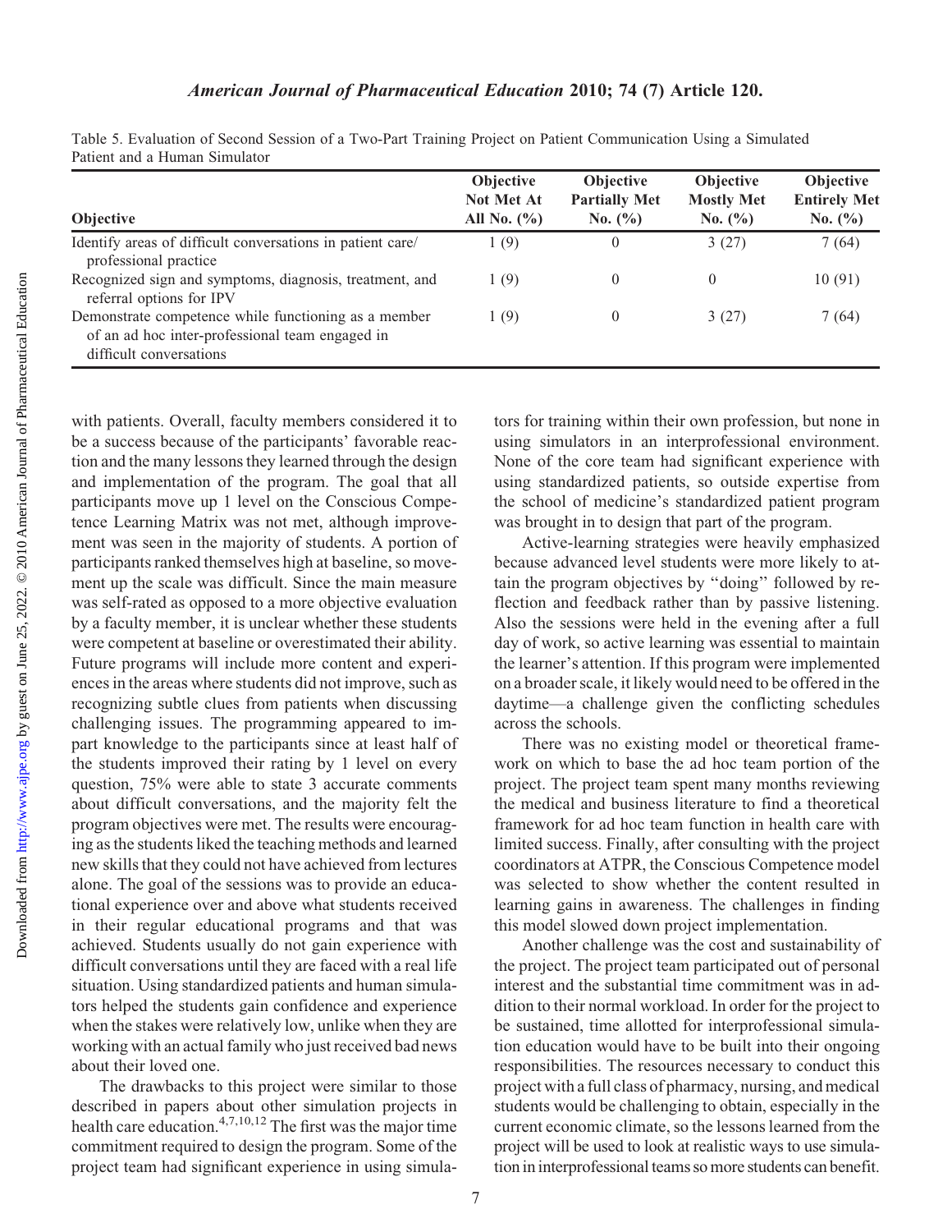Table 5. Evaluation of Second Session of a Two-Part Training Project on Patient Communication Using a Simulated Patient and a Human Simulator

| Objective | Objective Not Met At All No. (%) | Objective Partially Met No. (%) | Objective Mostly Met No. (%) | Objective Entirely Met No. (%) |
|---|---|---|---|---|
| Identify areas of difficult conversations in patient care/ professional practice | 1 (9) | 0 | 3 (27) | 7 (64) |
| Recognized sign and symptoms, diagnosis, treatment, and referral options for IPV | 1 (9) | 0 | 0 | 10 (91) |
| Demonstrate competence while functioning as a member of an ad hoc inter-professional team engaged in difficult conversations | 1 (9) | 0 | 3 (27) | 7 (64) |

with patients. Overall, faculty members considered it to be a success because of the participants' favorable reaction and the many lessons they learned through the design and implementation of the program. The goal that all participants move up 1 level on the Conscious Competence Learning Matrix was not met, although improvement was seen in the majority of students. A portion of participants ranked themselves high at baseline, so movement up the scale was difficult. Since the main measure was self-rated as opposed to a more objective evaluation by a faculty member, it is unclear whether these students were competent at baseline or overestimated their ability. Future programs will include more content and experiences in the areas where students did not improve, such as recognizing subtle clues from patients when discussing challenging issues. The programming appeared to impart knowledge to the participants since at least half of the students improved their rating by 1 level on every question, 75% were able to state 3 accurate comments about difficult conversations, and the majority felt the program objectives were met. The results were encouraging as the students liked the teaching methods and learned new skills that they could not have achieved from lectures alone. The goal of the sessions was to provide an educational experience over and above what students received in their regular educational programs and that was achieved. Students usually do not gain experience with difficult conversations until they are faced with a real life situation. Using standardized patients and human simulators helped the students gain confidence and experience when the stakes were relatively low, unlike when they are working with an actual family who just received bad news about their loved one.

The drawbacks to this project were similar to those described in papers about other simulation projects in health care education.[4,7,10,12] The first was the major time commitment required to design the program. Some of the project team had significant experience in using simulators for training within their own profession, but none in using simulators in an interprofessional environment. None of the core team had significant experience with using standardized patients, so outside expertise from the school of medicine's standardized patient program was brought in to design that part of the program.

Active-learning strategies were heavily emphasized because advanced level students were more likely to attain the program objectives by "doing" followed by reflection and feedback rather than by passive listening. Also the sessions were held in the evening after a full day of work, so active learning was essential to maintain the learner's attention. If this program were implemented on a broader scale, it likely would need to be offered in the daytime—a challenge given the conflicting schedules across the schools.

There was no existing model or theoretical framework on which to base the ad hoc team portion of the project. The project team spent many months reviewing the medical and business literature to find a theoretical framework for ad hoc team function in health care with limited success. Finally, after consulting with the project coordinators at ATPR, the Conscious Competence model was selected to show whether the content resulted in learning gains in awareness. The challenges in finding this model slowed down project implementation.

Another challenge was the cost and sustainability of the project. The project team participated out of personal interest and the substantial time commitment was in addition to their normal workload. In order for the project to be sustained, time allotted for interprofessional simulation education would have to be built into their ongoing responsibilities. The resources necessary to conduct this project with a full class of pharmacy, nursing, and medical students would be challenging to obtain, especially in the current economic climate, so the lessons learned from the project will be used to look at realistic ways to use simulation in interprofessional teams so more students can benefit.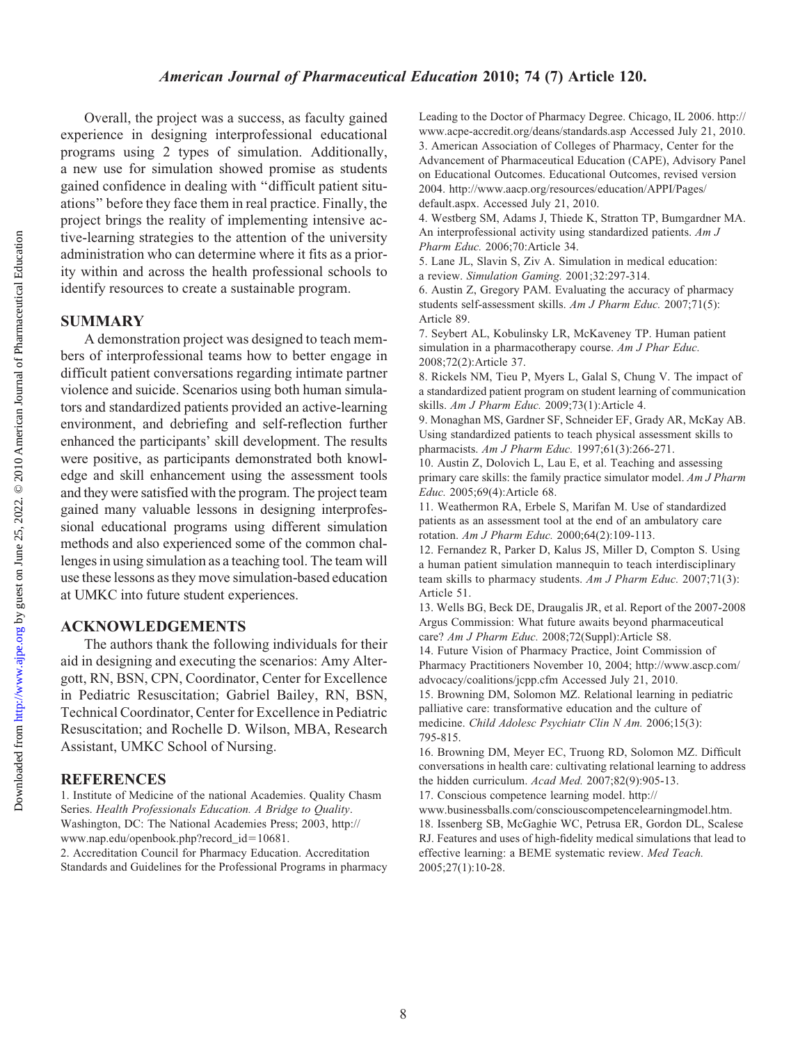Overall, the project was a success, as faculty gained experience in designing interprofessional educational programs using 2 types of simulation. Additionally, a new use for simulation showed promise as students gained confidence in dealing with "difficult patient situations" before they face them in real practice. Finally, the project brings the reality of implementing intensive active-learning strategies to the attention of the university administration who can determine where it fits as a priority within and across the health professional schools to identify resources to create a sustainable program.

## SUMMARY

A demonstration project was designed to teach members of interprofessional teams how to better engage in difficult patient conversations regarding intimate partner violence and suicide. Scenarios using both human simulators and standardized patients provided an active-learning environment, and debriefing and self-reflection further enhanced the participants' skill development. The results were positive, as participants demonstrated both knowledge and skill enhancement using the assessment tools and they were satisfied with the program. The project team gained many valuable lessons in designing interprofessional educational programs using different simulation methods and also experienced some of the common challenges in using simulation as a teaching tool. The team will use these lessons as they move simulation-based education at UMKC into future student experiences.

## ACKNOWLEDGEMENTS

The authors thank the following individuals for their aid in designing and executing the scenarios: Amy Altergott, RN, BSN, CPN, Coordinator, Center for Excellence in Pediatric Resuscitation; Gabriel Bailey, RN, BSN, Technical Coordinator, Center for Excellence in Pediatric Resuscitation; and Rochelle D. Wilson, MBA, Research Assistant, UMKC School of Nursing.

## REFERENCES

1. Institute of Medicine of the national Academies. Quality Chasm Series. *Health Professionals Education. A Bridge to Quality*. Washington, DC: The National Academies Press; 2003, http://www.nap.edu/openbook.php?record_id=10681.
2. Accreditation Council for Pharmacy Education. Accreditation Standards and Guidelines for the Professional Programs in pharmacy Leading to the Doctor of Pharmacy Degree. Chicago, IL 2006. http://www.acpe-accredit.org/deans/standards.asp Accessed July 21, 2010.
3. American Association of Colleges of Pharmacy, Center for the Advancement of Pharmaceutical Education (CAPE), Advisory Panel on Educational Outcomes. Educational Outcomes, revised version 2004. http://www.aacp.org/resources/education/APPI/Pages/default.aspx. Accessed July 21, 2010.
4. Westberg SM, Adams J, Thiede K, Stratton TP, Bumgardner MA. An interprofessional activity using standardized patients. *Am J Pharm Educ.* 2006;70:Article 34.
5. Lane JL, Slavin S, Ziv A. Simulation in medical education: a review. *Simulation Gaming.* 2001;32:297-314.
6. Austin Z, Gregory PAM. Evaluating the accuracy of pharmacy students self-assessment skills. *Am J Pharm Educ.* 2007;71(5): Article 89.
7. Seybert AL, Kobulinsky LR, McKaveney TP. Human patient simulation in a pharmacotherapy course. *Am J Phar Educ.* 2008;72(2):Article 37.
8. Rickels NM, Tieu P, Myers L, Galal S, Chung V. The impact of a standardized patient program on student learning of communication skills. *Am J Pharm Educ.* 2009;73(1):Article 4.
9. Monaghan MS, Gardner SF, Schneider EF, Grady AR, McKay AB. Using standardized patients to teach physical assessment skills to pharmacists. *Am J Pharm Educ.* 1997;61(3):266-271.
10. Austin Z, Dolovich L, Lau E, et al. Teaching and assessing primary care skills: the family practice simulator model. *Am J Pharm Educ.* 2005;69(4):Article 68.
11. Weathermon RA, Erbele S, Marifan M. Use of standardized patients as an assessment tool at the end of an ambulatory care rotation. *Am J Pharm Educ.* 2000;64(2):109-113.
12. Fernandez R, Parker D, Kalus JS, Miller D, Compton S. Using a human patient simulation mannequin to teach interdisciplinary team skills to pharmacy students. *Am J Pharm Educ.* 2007;71(3): Article 51.
13. Wells BG, Beck DE, Draugalis JR, et al. Report of the 2007-2008 Argus Commission: What future awaits beyond pharmaceutical care? *Am J Pharm Educ.* 2008;72(Suppl):Article S8.
14. Future Vision of Pharmacy Practice, Joint Commission of Pharmacy Practitioners November 10, 2004; http://www.ascp.com/advocacy/coalitions/jcpp.cfm Accessed July 21, 2010.
15. Browning DM, Solomon MZ. Relational learning in pediatric palliative care: transformative education and the culture of medicine. *Child Adolesc Psychiatr Clin N Am.* 2006;15(3): 795-815.
16. Browning DM, Meyer EC, Truong RD, Solomon MZ. Difficult conversations in health care: cultivating relational learning to address the hidden curriculum. *Acad Med.* 2007;82(9):905-13.
17. Conscious competence learning model. http://www.businessballs.com/consciouscompetencelearningmodel.htm.
18. Issenberg SB, McGaghie WC, Petrusa ER, Gordon DL, Scalese RJ. Features and uses of high-fidelity medical simulations that lead to effective learning: a BEME systematic review. *Med Teach.* 2005;27(1):10-28.